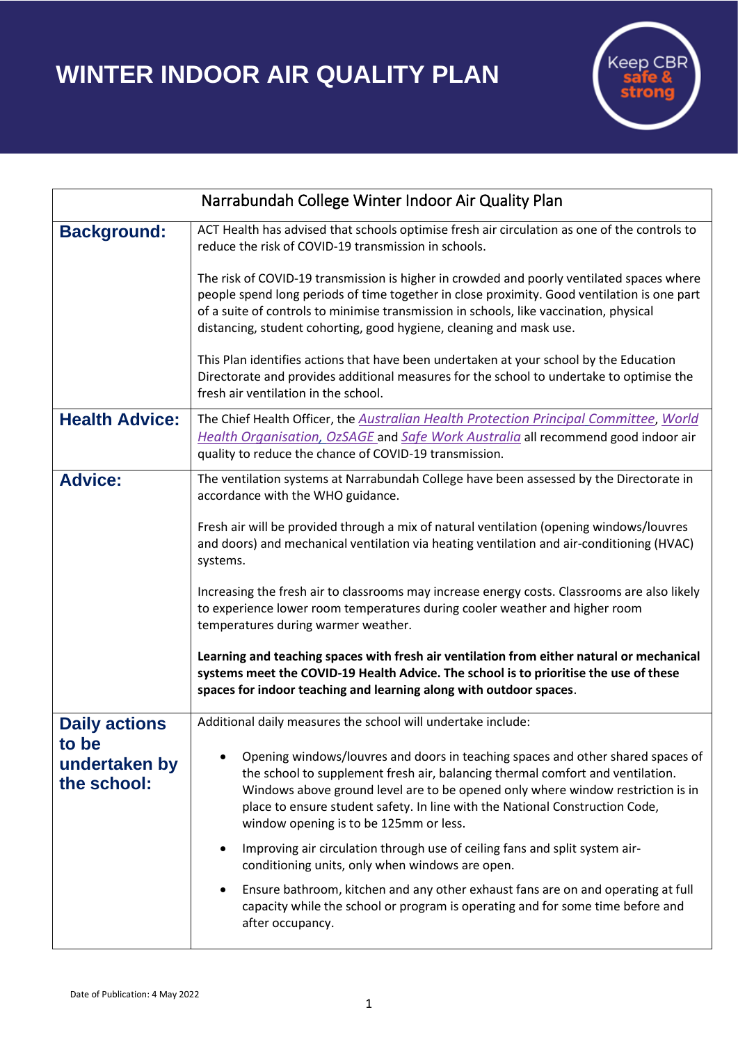# WINTER INDOOR AIR QUALITY PLAN

Keep CBR safe & strong

| Narrabundah College Winter Indoor Air Quality Plan | |
|---|---|
| **Background:** | ACT Health has advised that schools optimise fresh air circulation as one of the controls to reduce the risk of COVID-19 transmission in schools.<br><br>The risk of COVID-19 transmission is higher in crowded and poorly ventilated spaces where people spend long periods of time together in close proximity. Good ventilation is one part of a suite of controls to minimise transmission in schools, like vaccination, physical distancing, student cohorting, good hygiene, cleaning and mask use.<br><br>This Plan identifies actions that have been undertaken at your school by the Education Directorate and provides additional measures for the school to undertake to optimise the fresh air ventilation in the school. |
| **Health Advice:** | The Chief Health Officer, the *Australian Health Protection Principal Committee*, *World Health Organisation, OzSAGE* and *Safe Work Australia* all recommend good indoor air quality to reduce the chance of COVID-19 transmission. |
| **Advice:** | The ventilation systems at Narrabundah College have been assessed by the Directorate in accordance with the WHO guidance.<br><br>Fresh air will be provided through a mix of natural ventilation (opening windows/louvres and doors) and mechanical ventilation via heating ventilation and air-conditioning (HVAC) systems.<br><br>Increasing the fresh air to classrooms may increase energy costs. Classrooms are also likely to experience lower room temperatures during cooler weather and higher room temperatures during warmer weather.<br><br>**Learning and teaching spaces with fresh air ventilation from either natural or mechanical systems meet the COVID-19 Health Advice. The school is to prioritise the use of these spaces for indoor teaching and learning along with outdoor spaces**. |
| **Daily actions to be undertaken by the school:** | Additional daily measures the school will undertake include:<br><br>• Opening windows/louvres and doors in teaching spaces and other shared spaces of the school to supplement fresh air, balancing thermal comfort and ventilation. Windows above ground level are to be opened only where window restriction is in place to ensure student safety. In line with the National Construction Code, window opening is to be 125mm or less.<br><br>• Improving air circulation through use of ceiling fans and split system air-conditioning units, only when windows are open.<br><br>• Ensure bathroom, kitchen and any other exhaust fans are on and operating at full capacity while the school or program is operating and for some time before and after occupancy. |

Date of Publication: 4 May 2022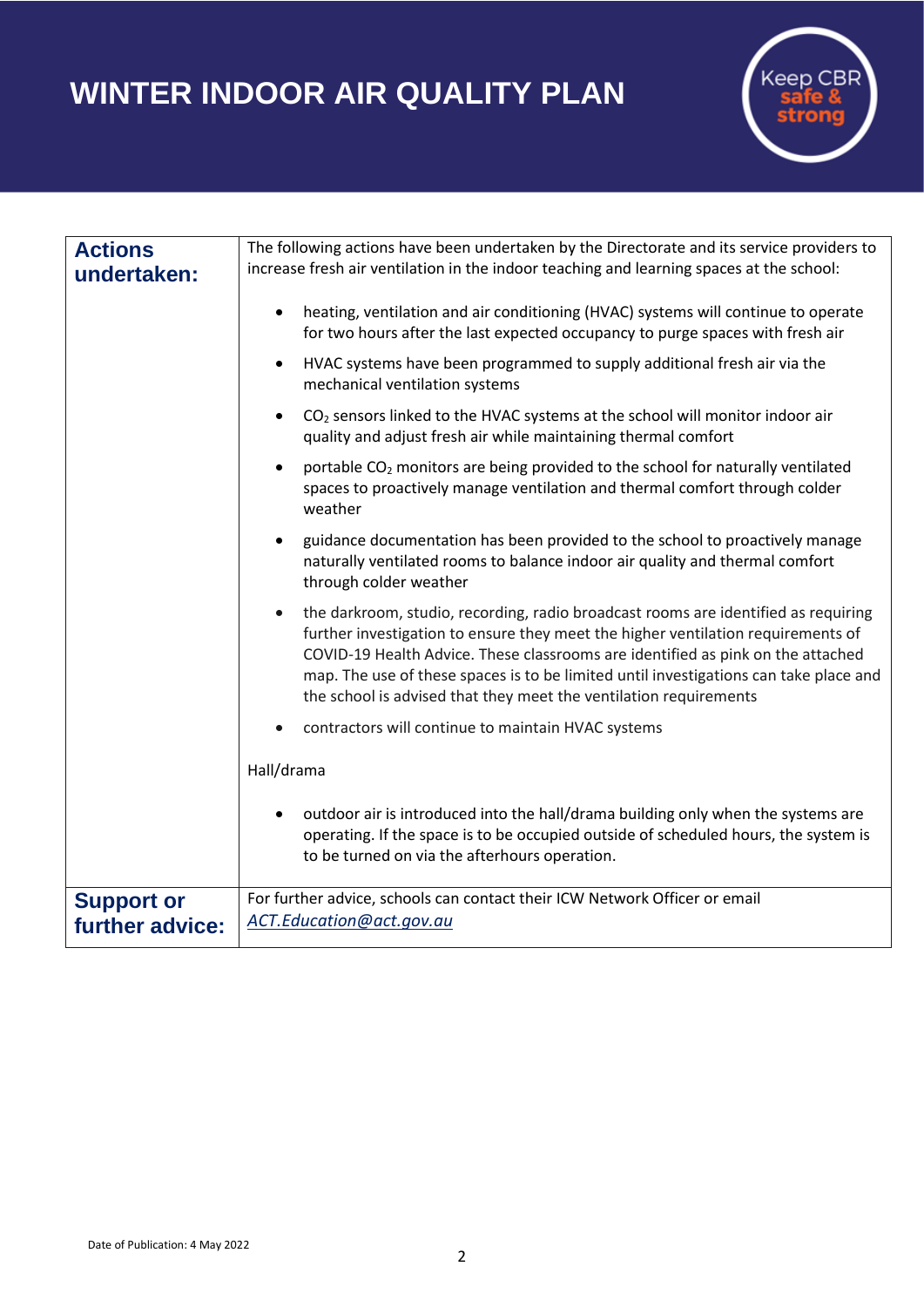# WINTER INDOOR AIR QUALITY PLAN

Keep CBR safe & strong

| | |
|---|---|
| **Actions undertaken:** | The following actions have been undertaken by the Directorate and its service providers to increase fresh air ventilation in the indoor teaching and learning spaces at the school:<br><br>• heating, ventilation and air conditioning (HVAC) systems will continue to operate for two hours after the last expected occupancy to purge spaces with fresh air<br>• HVAC systems have been programmed to supply additional fresh air via the mechanical ventilation systems<br>• $CO_2$ sensors linked to the HVAC systems at the school will monitor indoor air quality and adjust fresh air while maintaining thermal comfort<br>• portable $CO_2$ monitors are being provided to the school for naturally ventilated spaces to proactively manage ventilation and thermal comfort through colder weather<br>• guidance documentation has been provided to the school to proactively manage naturally ventilated rooms to balance indoor air quality and thermal comfort through colder weather<br>• the darkroom, studio, recording, radio broadcast rooms are identified as requiring further investigation to ensure they meet the higher ventilation requirements of COVID-19 Health Advice. These classrooms are identified as pink on the attached map. The use of these spaces is to be limited until investigations can take place and the school is advised that they meet the ventilation requirements<br>• contractors will continue to maintain HVAC systems<br><br>Hall/drama<br><br>• outdoor air is introduced into the hall/drama building only when the systems are operating. If the space is to be occupied outside of scheduled hours, the system is to be turned on via the afterhours operation. |
| **Support or further advice:** | For further advice, schools can contact their ICW Network Officer or email *ACT.Education@act.gov.au* |

Date of Publication: 4 May 2022